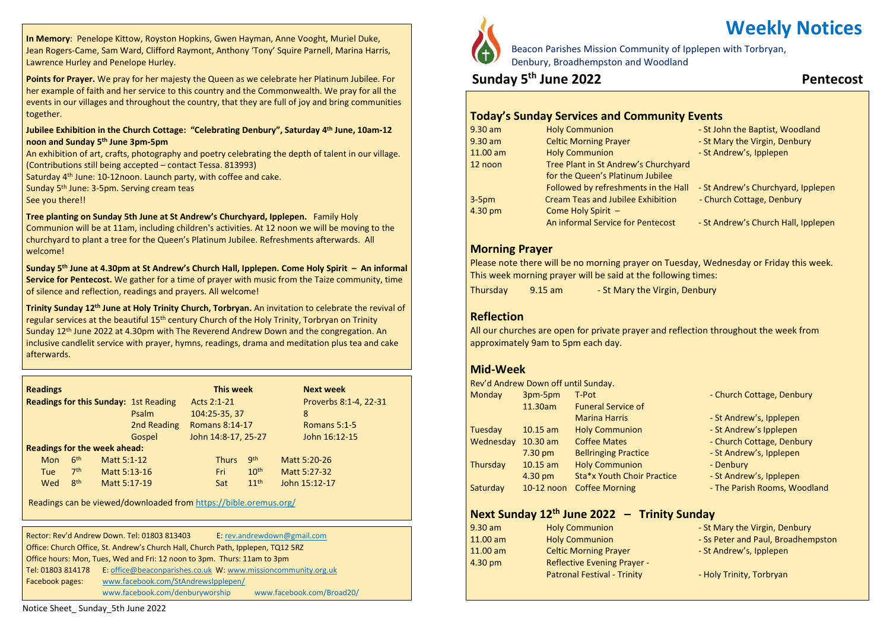**In Memory**: Penelope Kittow, Royston Hopkins, Gwen Hayman, Anne Vooght, Muriel Duke, Jean Rogers-Came, Sam Ward, Clifford Raymont, Anthony 'Tony' Squire Parnell, Marina Harris, Lawrence Hurley and Penelope Hurley.

**Points for Prayer.** We pray for her majesty the Queen as we celebrate her Platinum Jubilee. For her example of faith and her service to this country and the Commonwealth. We pray for all the events in our villages and throughout the country, that they are full of joy and bring communities together.

**Jubilee Exhibition in the Church Cottage: "Celebrating Denbury", Saturday 4th June, 10am-12 noon and Sunday 5th June 3pm-5pm**

An exhibition of art, crafts, photography and poetry celebrating the depth of talent in our village. (Contributions still being accepted – contact Tessa. 813993)
Saturday 4th June: 10-12noon. Launch party, with coffee and cake.
Sunday 5th June: 3-5pm. Serving cream teas
See you there!!

**Tree planting on Sunday 5th June at St Andrew's Churchyard, Ipplepen.** Family Holy Communion will be at 11am, including children's activities. At 12 noon we will be moving to the churchyard to plant a tree for the Queen's Platinum Jubilee. Refreshments afterwards. All welcome!

**Sunday 5th June at 4.30pm at St Andrew's Church Hall, Ipplepen. Come Holy Spirit – An informal Service for Pentecost.** We gather for a time of prayer with music from the Taize community, time of silence and reflection, readings and prayers. All welcome!

**Trinity Sunday 12th June at Holy Trinity Church, Torbryan.** An invitation to celebrate the revival of regular services at the beautiful 15th century Church of the Holy Trinity, Torbryan on Trinity Sunday 12th June 2022 at 4.30pm with The Reverend Andrew Down and the congregation. An inclusive candlelit service with prayer, hymns, readings, drama and meditation plus tea and cake afterwards.

| **Readings** | | **This week** | **Next week** |
|---|---|---|---|
| **Readings for this Sunday:** | 1st Reading | Acts 2:1-21 | Proverbs 8:1-4, 22-31 |
| | Psalm | 104:25-35, 37 | 8 |
| | 2nd Reading | Romans 8:14-17 | Romans 5:1-5 |
| | Gospel | John 14:8-17, 25-27 | John 16:12-15 |

**Readings for the week ahead:**

| | | | | | |
|---|---|---|---|---|---|
| Mon | 6th | Matt 5:1-12 | Thurs | 9th | Matt 5:20-26 |
| Tue | 7th | Matt 5:13-16 | Fri | 10th | Matt 5:27-32 |
| Wed | 8th | Matt 5:17-19 | Sat | 11th | John 15:12-17 |

Readings can be viewed/downloaded from https://bible.oremus.org/

Rector: Rev'd Andrew Down. Tel: 01803 813403 E: rev.andrewdown@gmail.com
Office: Church Office, St. Andrew's Church Hall, Church Path, Ipplepen, TQ12 5RZ
Office hours: Mon, Tues, Wed and Fri: 12 noon to 3pm. Thurs: 11am to 3pm
Tel: 01803 814178 E: office@beaconparishes.co.uk W: www.missioncommunity.org.uk
Facebook pages: www.facebook.com/StAndrewsIpplepen/
www.facebook.com/denburyworship www.facebook.com/Broad20/

Notice Sheet_ Sunday_5th June 2022

# Weekly Notices

Beacon Parishes Mission Community of Ipplepen with Torbryan, Denbury, Broadhempston and Woodland

## Sunday 5th June 2022 — Pentecost

### Today's Sunday Services and Community Events

| | | |
|---|---|---|
| 9.30 am | Holy Communion | - St John the Baptist, Woodland |
| 9.30 am | Celtic Morning Prayer | - St Mary the Virgin, Denbury |
| 11.00 am | Holy Communion | - St Andrew's, Ipplepen |
| 12 noon | Tree Plant in St Andrew's Churchyard for the Queen's Platinum Jubilee Followed by refreshments in the Hall | - St Andrew's Churchyard, Ipplepen |
| 3-5pm | Cream Teas and Jubilee Exhibition | - Church Cottage, Denbury |
| 4.30 pm | Come Holy Spirit – An informal Service for Pentecost | - St Andrew's Church Hall, Ipplepen |

### Morning Prayer

Please note there will be no morning prayer on Tuesday, Wednesday or Friday this week. This week morning prayer will be said at the following times:

Thursday 9.15 am - St Mary the Virgin, Denbury

### Reflection

All our churches are open for private prayer and reflection throughout the week from approximately 9am to 5pm each day.

### Mid-Week

Rev'd Andrew Down off until Sunday.

| | | | |
|---|---|---|---|
| Monday | 3pm-5pm | T-Pot | - Church Cottage, Denbury |
| | 11.30am | Funeral Service of Marina Harris | - St Andrew's, Ipplepen |
| Tuesday | 10.15 am | Holy Communion | - St Andrew's Ipplepen |
| Wednesday | 10.30 am | Coffee Mates | - Church Cottage, Denbury |
| | 7.30 pm | Bellringing Practice | - St Andrew's, Ipplepen |
| Thursday | 10.15 am | Holy Communion | - Denbury |
| | 4.30 pm | Sta*x Youth Choir Practice | - St Andrew's, Ipplepen |
| Saturday | 10-12 noon | Coffee Morning | - The Parish Rooms, Woodland |

### Next Sunday 12th June 2022 – Trinity Sunday

| | | |
|---|---|---|
| 9.30 am | Holy Communion | - St Mary the Virgin, Denbury |
| 11.00 am | Holy Communion | - Ss Peter and Paul, Broadhempston |
| 11.00 am | Celtic Morning Prayer | - St Andrew's, Ipplepen |
| 4.30 pm | Reflective Evening Prayer - Patronal Festival - Trinity | - Holy Trinity, Torbryan |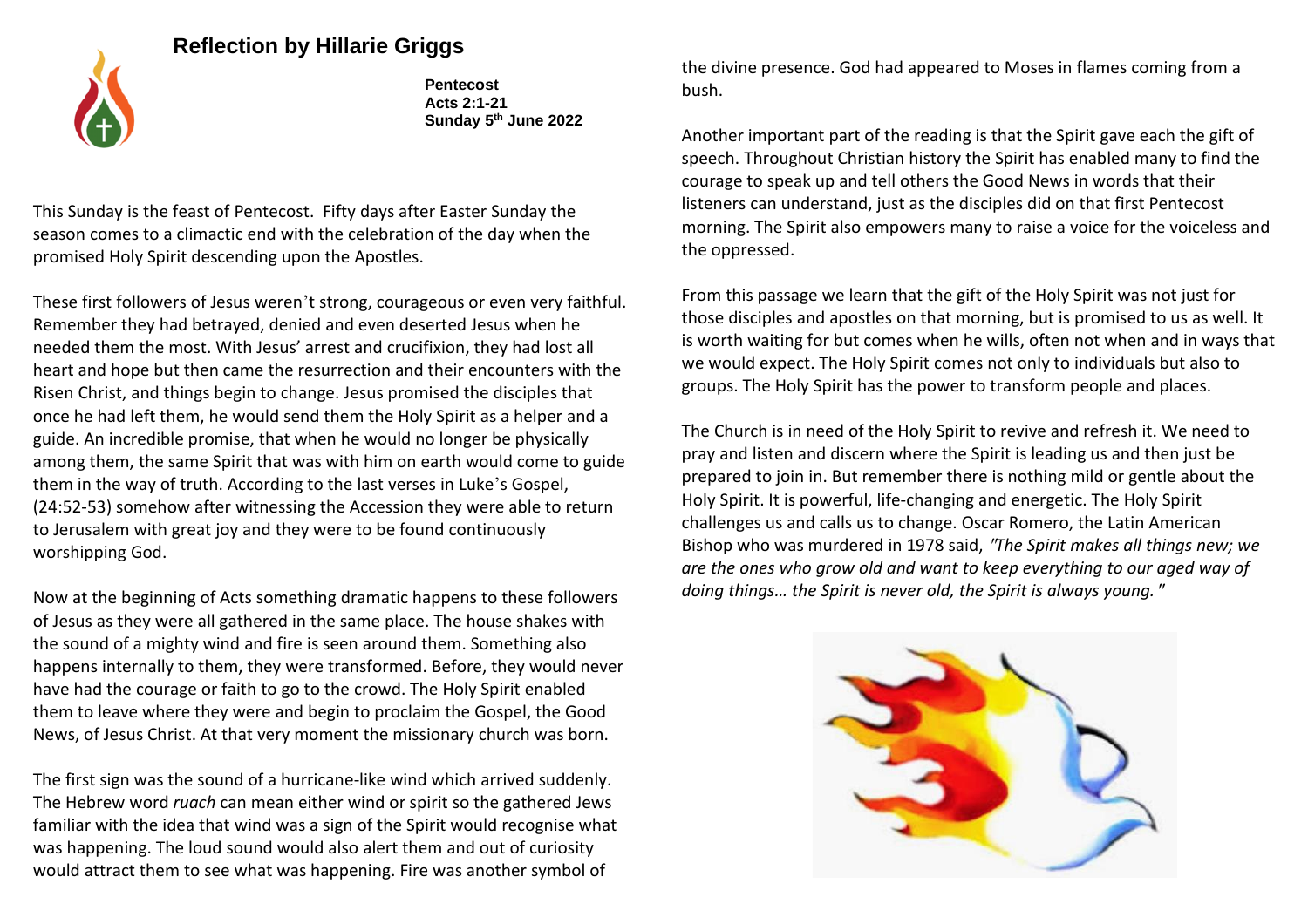## Reflection by Hillarie Griggs

**Pentecost**
**Acts 2:1-21**
**Sunday 5th June 2022**

This Sunday is the feast of Pentecost. Fifty days after Easter Sunday the season comes to a climactic end with the celebration of the day when the promised Holy Spirit descending upon the Apostles.

These first followers of Jesus weren't strong, courageous or even very faithful. Remember they had betrayed, denied and even deserted Jesus when he needed them the most. With Jesus' arrest and crucifixion, they had lost all heart and hope but then came the resurrection and their encounters with the Risen Christ, and things begin to change. Jesus promised the disciples that once he had left them, he would send them the Holy Spirit as a helper and a guide. An incredible promise, that when he would no longer be physically among them, the same Spirit that was with him on earth would come to guide them in the way of truth. According to the last verses in Luke's Gospel, (24:52-53) somehow after witnessing the Accession they were able to return to Jerusalem with great joy and they were to be found continuously worshipping God.

Now at the beginning of Acts something dramatic happens to these followers of Jesus as they were all gathered in the same place. The house shakes with the sound of a mighty wind and fire is seen around them. Something also happens internally to them, they were transformed. Before, they would never have had the courage or faith to go to the crowd. The Holy Spirit enabled them to leave where they were and begin to proclaim the Gospel, the Good News, of Jesus Christ. At that very moment the missionary church was born.

The first sign was the sound of a hurricane-like wind which arrived suddenly. The Hebrew word *ruach* can mean either wind or spirit so the gathered Jews familiar with the idea that wind was a sign of the Spirit would recognise what was happening. The loud sound would also alert them and out of curiosity would attract them to see what was happening. Fire was another symbol of the divine presence. God had appeared to Moses in flames coming from a bush.

Another important part of the reading is that the Spirit gave each the gift of speech. Throughout Christian history the Spirit has enabled many to find the courage to speak up and tell others the Good News in words that their listeners can understand, just as the disciples did on that first Pentecost morning. The Spirit also empowers many to raise a voice for the voiceless and the oppressed.

From this passage we learn that the gift of the Holy Spirit was not just for those disciples and apostles on that morning, but is promised to us as well. It is worth waiting for but comes when he wills, often not when and in ways that we would expect. The Holy Spirit comes not only to individuals but also to groups. The Holy Spirit has the power to transform people and places.

The Church is in need of the Holy Spirit to revive and refresh it. We need to pray and listen and discern where the Spirit is leading us and then just be prepared to join in. But remember there is nothing mild or gentle about the Holy Spirit. It is powerful, life-changing and energetic. The Holy Spirit challenges us and calls us to change. Oscar Romero, the Latin American Bishop who was murdered in 1978 said, *"The Spirit makes all things new; we are the ones who grow old and want to keep everything to our aged way of doing things… the Spirit is never old, the Spirit is always young."*